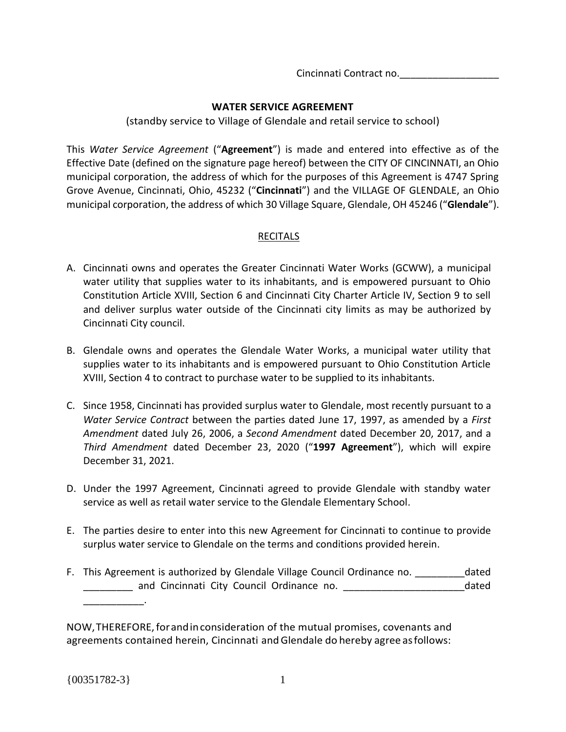Cincinnati Contract no.__________________

**WATER SERVICE AGREEMENT**

(standby service to Village of Glendale and retail service to school)

This *Water Service Agreement* ("**Agreement**") is made and entered into effective as of the Effective Date (defined on the signature page hereof) between the CITY OF CINCINNATI, an Ohio municipal corporation, the address of which for the purposes of this Agreement is 4747 Spring Grove Avenue, Cincinnati, Ohio, 45232 ("**Cincinnati**") and the VILLAGE OF GLENDALE, an Ohio municipal corporation, the address of which 30 Village Square, Glendale, OH 45246 ("**Glendale**").

<u>RECITALS</u>

A. Cincinnati owns and operates the Greater Cincinnati Water Works (GCWW), a municipal water utility that supplies water to its inhabitants, and is empowered pursuant to Ohio Constitution Article XVIII, Section 6 and Cincinnati City Charter Article IV, Section 9 to sell and deliver surplus water outside of the Cincinnati city limits as may be authorized by Cincinnati City council.

B. Glendale owns and operates the Glendale Water Works, a municipal water utility that supplies water to its inhabitants and is empowered pursuant to Ohio Constitution Article XVIII, Section 4 to contract to purchase water to be supplied to its inhabitants.

C. Since 1958, Cincinnati has provided surplus water to Glendale, most recently pursuant to a *Water Service Contract* between the parties dated June 17, 1997, as amended by a *First Amendment* dated July 26, 2006, a *Second Amendment* dated December 20, 2017, and a *Third Amendment* dated December 23, 2020 ("**1997 Agreement**"), which will expire December 31, 2021.

D. Under the 1997 Agreement, Cincinnati agreed to provide Glendale with standby water service as well as retail water service to the Glendale Elementary School.

E. The parties desire to enter into this new Agreement for Cincinnati to continue to provide surplus water service to Glendale on the terms and conditions provided herein.

F. This Agreement is authorized by Glendale Village Council Ordinance no. _________dated _________ and Cincinnati City Council Ordinance no. ______________________dated ___________.

NOW, THEREFORE, for and in consideration of the mutual promises, covenants and agreements contained herein, Cincinnati and Glendale do hereby agree as follows:

{00351782-3}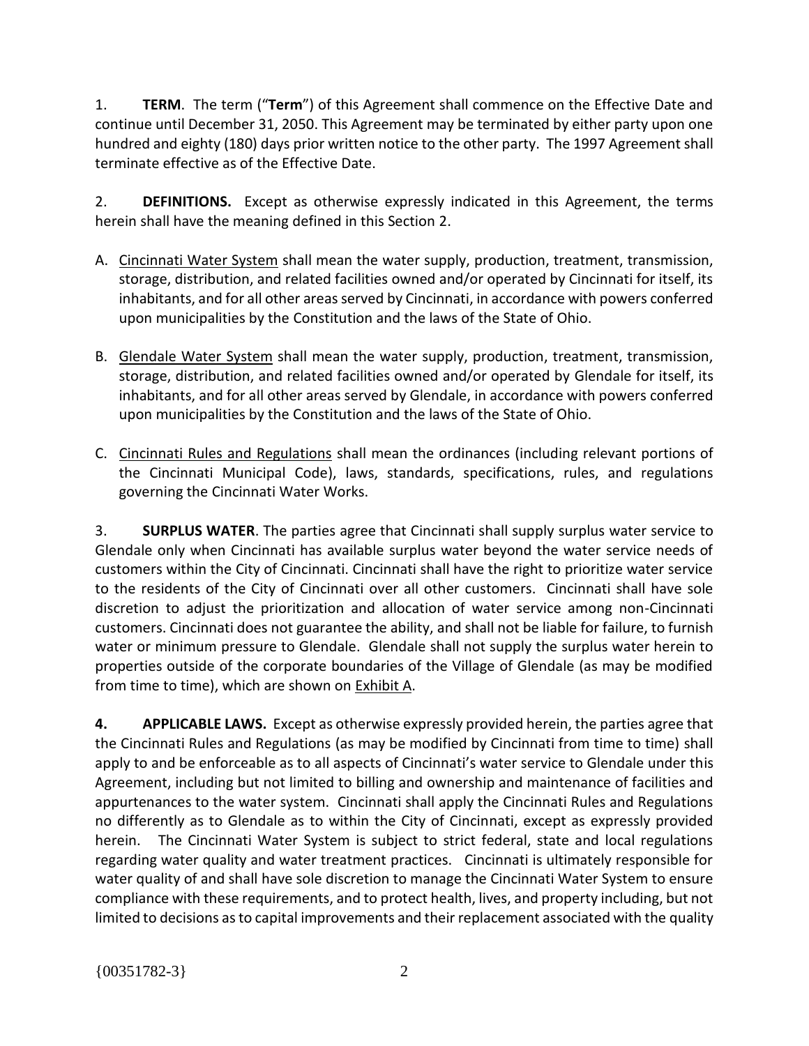1. **TERM**. The term ("**Term**") of this Agreement shall commence on the Effective Date and continue until December 31, 2050. This Agreement may be terminated by either party upon one hundred and eighty (180) days prior written notice to the other party. The 1997 Agreement shall terminate effective as of the Effective Date.

2. **DEFINITIONS.** Except as otherwise expressly indicated in this Agreement, the terms herein shall have the meaning defined in this Section 2.

A. Cincinnati Water System shall mean the water supply, production, treatment, transmission, storage, distribution, and related facilities owned and/or operated by Cincinnati for itself, its inhabitants, and for all other areas served by Cincinnati, in accordance with powers conferred upon municipalities by the Constitution and the laws of the State of Ohio.

B. Glendale Water System shall mean the water supply, production, treatment, transmission, storage, distribution, and related facilities owned and/or operated by Glendale for itself, its inhabitants, and for all other areas served by Glendale, in accordance with powers conferred upon municipalities by the Constitution and the laws of the State of Ohio.

C. Cincinnati Rules and Regulations shall mean the ordinances (including relevant portions of the Cincinnati Municipal Code), laws, standards, specifications, rules, and regulations governing the Cincinnati Water Works.

3. **SURPLUS WATER**. The parties agree that Cincinnati shall supply surplus water service to Glendale only when Cincinnati has available surplus water beyond the water service needs of customers within the City of Cincinnati. Cincinnati shall have the right to prioritize water service to the residents of the City of Cincinnati over all other customers. Cincinnati shall have sole discretion to adjust the prioritization and allocation of water service among non-Cincinnati customers. Cincinnati does not guarantee the ability, and shall not be liable for failure, to furnish water or minimum pressure to Glendale. Glendale shall not supply the surplus water herein to properties outside of the corporate boundaries of the Village of Glendale (as may be modified from time to time), which are shown on Exhibit A.

**4. APPLICABLE LAWS.** Except as otherwise expressly provided herein, the parties agree that the Cincinnati Rules and Regulations (as may be modified by Cincinnati from time to time) shall apply to and be enforceable as to all aspects of Cincinnati's water service to Glendale under this Agreement, including but not limited to billing and ownership and maintenance of facilities and appurtenances to the water system. Cincinnati shall apply the Cincinnati Rules and Regulations no differently as to Glendale as to within the City of Cincinnati, except as expressly provided herein. The Cincinnati Water System is subject to strict federal, state and local regulations regarding water quality and water treatment practices. Cincinnati is ultimately responsible for water quality of and shall have sole discretion to manage the Cincinnati Water System to ensure compliance with these requirements, and to protect health, lives, and property including, but not limited to decisions as to capital improvements and their replacement associated with the quality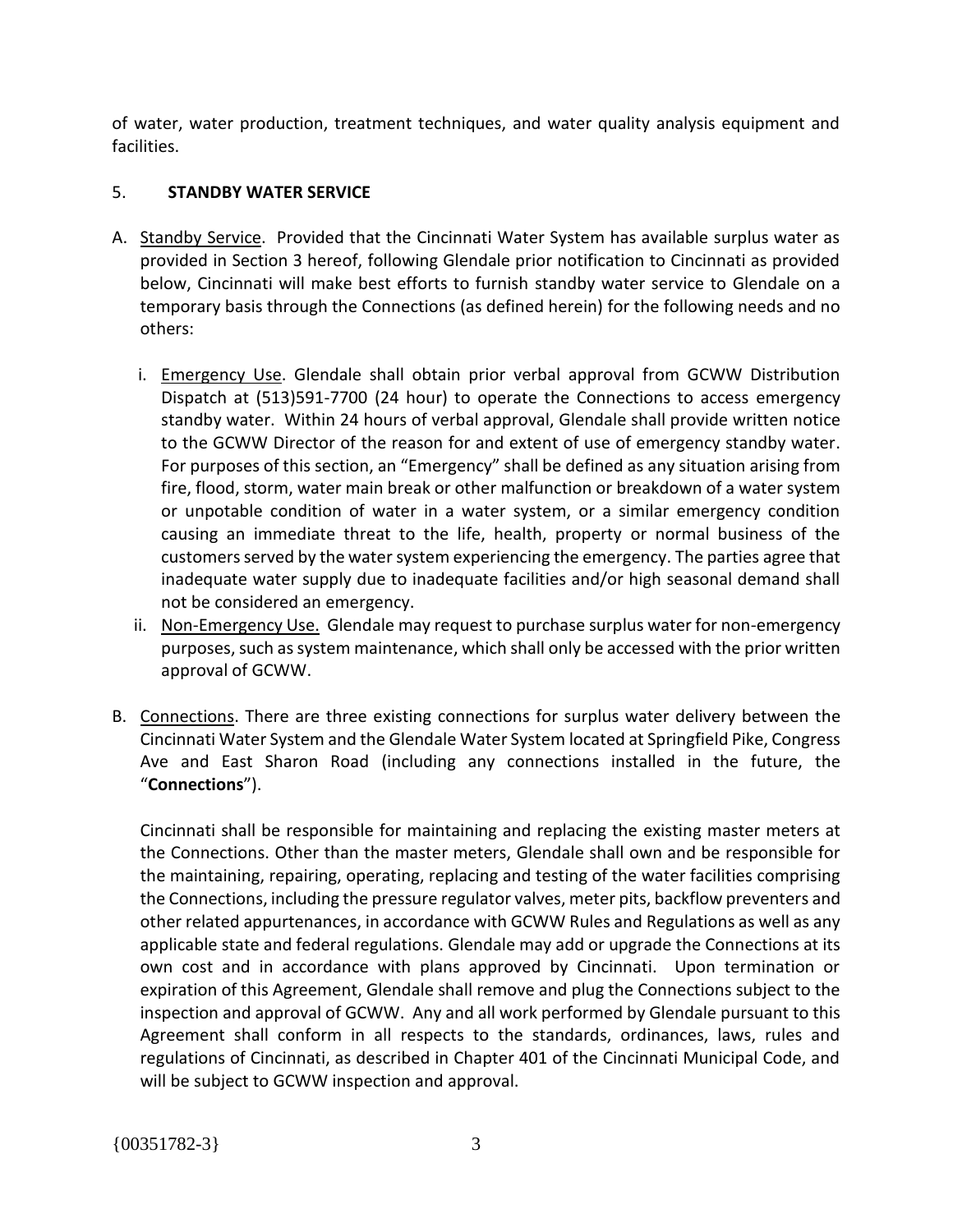of water, water production, treatment techniques, and water quality analysis equipment and facilities.

## 5. STANDBY WATER SERVICE

A. Standby Service. Provided that the Cincinnati Water System has available surplus water as provided in Section 3 hereof, following Glendale prior notification to Cincinnati as provided below, Cincinnati will make best efforts to furnish standby water service to Glendale on a temporary basis through the Connections (as defined herein) for the following needs and no others:

   i. Emergency Use. Glendale shall obtain prior verbal approval from GCWW Distribution Dispatch at (513)591-7700 (24 hour) to operate the Connections to access emergency standby water. Within 24 hours of verbal approval, Glendale shall provide written notice to the GCWW Director of the reason for and extent of use of emergency standby water. For purposes of this section, an "Emergency" shall be defined as any situation arising from fire, flood, storm, water main break or other malfunction or breakdown of a water system or unpotable condition of water in a water system, or a similar emergency condition causing an immediate threat to the life, health, property or normal business of the customers served by the water system experiencing the emergency. The parties agree that inadequate water supply due to inadequate facilities and/or high seasonal demand shall not be considered an emergency.

   ii. Non-Emergency Use. Glendale may request to purchase surplus water for non-emergency purposes, such as system maintenance, which shall only be accessed with the prior written approval of GCWW.

B. Connections. There are three existing connections for surplus water delivery between the Cincinnati Water System and the Glendale Water System located at Springfield Pike, Congress Ave and East Sharon Road (including any connections installed in the future, the "**Connections**").

   Cincinnati shall be responsible for maintaining and replacing the existing master meters at the Connections. Other than the master meters, Glendale shall own and be responsible for the maintaining, repairing, operating, replacing and testing of the water facilities comprising the Connections, including the pressure regulator valves, meter pits, backflow preventers and other related appurtenances, in accordance with GCWW Rules and Regulations as well as any applicable state and federal regulations. Glendale may add or upgrade the Connections at its own cost and in accordance with plans approved by Cincinnati. Upon termination or expiration of this Agreement, Glendale shall remove and plug the Connections subject to the inspection and approval of GCWW. Any and all work performed by Glendale pursuant to this Agreement shall conform in all respects to the standards, ordinances, laws, rules and regulations of Cincinnati, as described in Chapter 401 of the Cincinnati Municipal Code, and will be subject to GCWW inspection and approval.

{00351782-3}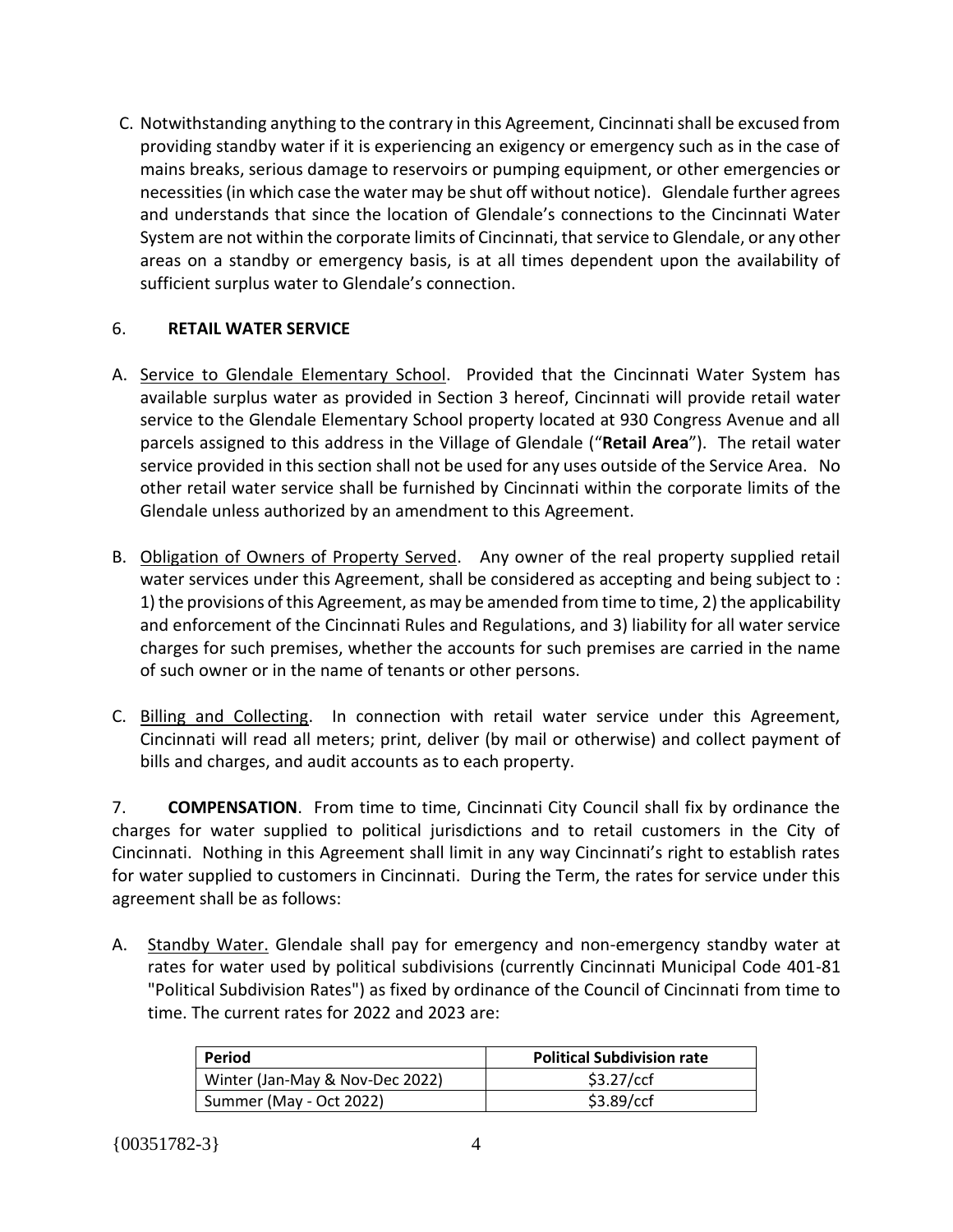C. Notwithstanding anything to the contrary in this Agreement, Cincinnati shall be excused from providing standby water if it is experiencing an exigency or emergency such as in the case of mains breaks, serious damage to reservoirs or pumping equipment, or other emergencies or necessities (in which case the water may be shut off without notice). Glendale further agrees and understands that since the location of Glendale's connections to the Cincinnati Water System are not within the corporate limits of Cincinnati, that service to Glendale, or any other areas on a standby or emergency basis, is at all times dependent upon the availability of sufficient surplus water to Glendale's connection.

6. **RETAIL WATER SERVICE**

A. Service to Glendale Elementary School. Provided that the Cincinnati Water System has available surplus water as provided in Section 3 hereof, Cincinnati will provide retail water service to the Glendale Elementary School property located at 930 Congress Avenue and all parcels assigned to this address in the Village of Glendale ("**Retail Area**"). The retail water service provided in this section shall not be used for any uses outside of the Service Area. No other retail water service shall be furnished by Cincinnati within the corporate limits of the Glendale unless authorized by an amendment to this Agreement.

B. Obligation of Owners of Property Served. Any owner of the real property supplied retail water services under this Agreement, shall be considered as accepting and being subject to : 1) the provisions of this Agreement, as may be amended from time to time, 2) the applicability and enforcement of the Cincinnati Rules and Regulations, and 3) liability for all water service charges for such premises, whether the accounts for such premises are carried in the name of such owner or in the name of tenants or other persons.

C. Billing and Collecting. In connection with retail water service under this Agreement, Cincinnati will read all meters; print, deliver (by mail or otherwise) and collect payment of bills and charges, and audit accounts as to each property.

7. **COMPENSATION**. From time to time, Cincinnati City Council shall fix by ordinance the charges for water supplied to political jurisdictions and to retail customers in the City of Cincinnati. Nothing in this Agreement shall limit in any way Cincinnati's right to establish rates for water supplied to customers in Cincinnati. During the Term, the rates for service under this agreement shall be as follows:

A. Standby Water. Glendale shall pay for emergency and non-emergency standby water at rates for water used by political subdivisions (currently Cincinnati Municipal Code 401-81 "Political Subdivision Rates") as fixed by ordinance of the Council of Cincinnati from time to time. The current rates for 2022 and 2023 are:

| Period | Political Subdivision rate |
|---|---|
| Winter (Jan-May & Nov-Dec 2022) | $3.27/ccf |
| Summer (May - Oct 2022) | $3.89/ccf |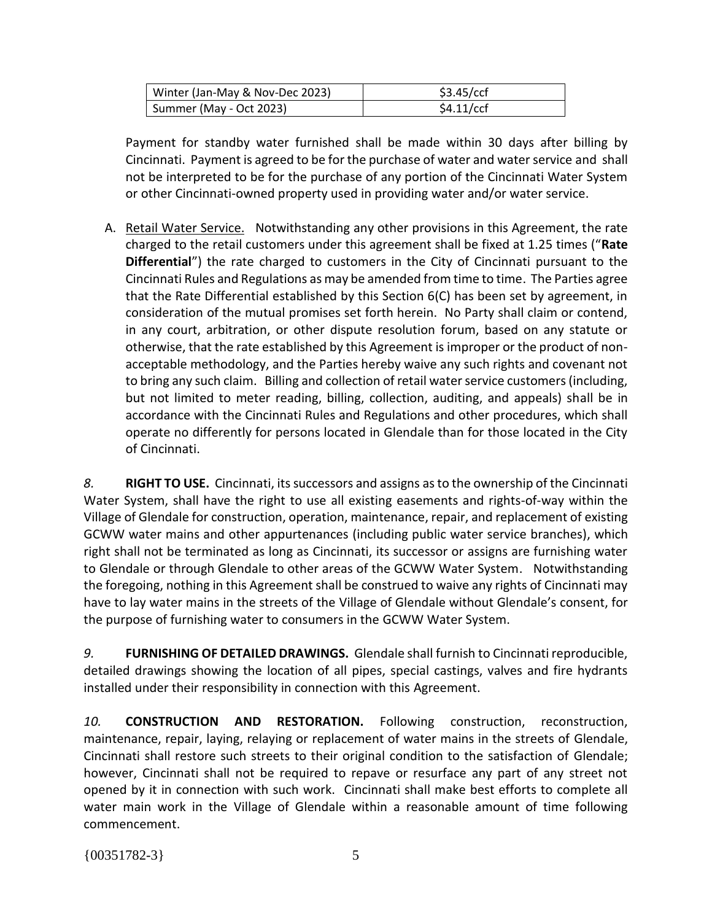| Winter (Jan-May & Nov-Dec 2023) | $3.45/ccf |
|---|---|
| Summer (May - Oct 2023) | $4.11/ccf |

Payment for standby water furnished shall be made within 30 days after billing by Cincinnati. Payment is agreed to be for the purchase of water and water service and shall not be interpreted to be for the purchase of any portion of the Cincinnati Water System or other Cincinnati-owned property used in providing water and/or water service.

A. Retail Water Service. Notwithstanding any other provisions in this Agreement, the rate charged to the retail customers under this agreement shall be fixed at 1.25 times ("**Rate Differential**") the rate charged to customers in the City of Cincinnati pursuant to the Cincinnati Rules and Regulations as may be amended from time to time. The Parties agree that the Rate Differential established by this Section 6(C) has been set by agreement, in consideration of the mutual promises set forth herein. No Party shall claim or contend, in any court, arbitration, or other dispute resolution forum, based on any statute or otherwise, that the rate established by this Agreement is improper or the product of non-acceptable methodology, and the Parties hereby waive any such rights and covenant not to bring any such claim. Billing and collection of retail water service customers (including, but not limited to meter reading, billing, collection, auditing, and appeals) shall be in accordance with the Cincinnati Rules and Regulations and other procedures, which shall operate no differently for persons located in Glendale than for those located in the City of Cincinnati.

*8.* **RIGHT TO USE.** Cincinnati, its successors and assigns as to the ownership of the Cincinnati Water System, shall have the right to use all existing easements and rights-of-way within the Village of Glendale for construction, operation, maintenance, repair, and replacement of existing GCWW water mains and other appurtenances (including public water service branches), which right shall not be terminated as long as Cincinnati, its successor or assigns are furnishing water to Glendale or through Glendale to other areas of the GCWW Water System. Notwithstanding the foregoing, nothing in this Agreement shall be construed to waive any rights of Cincinnati may have to lay water mains in the streets of the Village of Glendale without Glendale's consent, for the purpose of furnishing water to consumers in the GCWW Water System.

*9.* **FURNISHING OF DETAILED DRAWINGS.** Glendale shall furnish to Cincinnati reproducible, detailed drawings showing the location of all pipes, special castings, valves and fire hydrants installed under their responsibility in connection with this Agreement.

*10.* **CONSTRUCTION AND RESTORATION.** Following construction, reconstruction, maintenance, repair, laying, relaying or replacement of water mains in the streets of Glendale, Cincinnati shall restore such streets to their original condition to the satisfaction of Glendale; however, Cincinnati shall not be required to repave or resurface any part of any street not opened by it in connection with such work. Cincinnati shall make best efforts to complete all water main work in the Village of Glendale within a reasonable amount of time following commencement.

{00351782-3}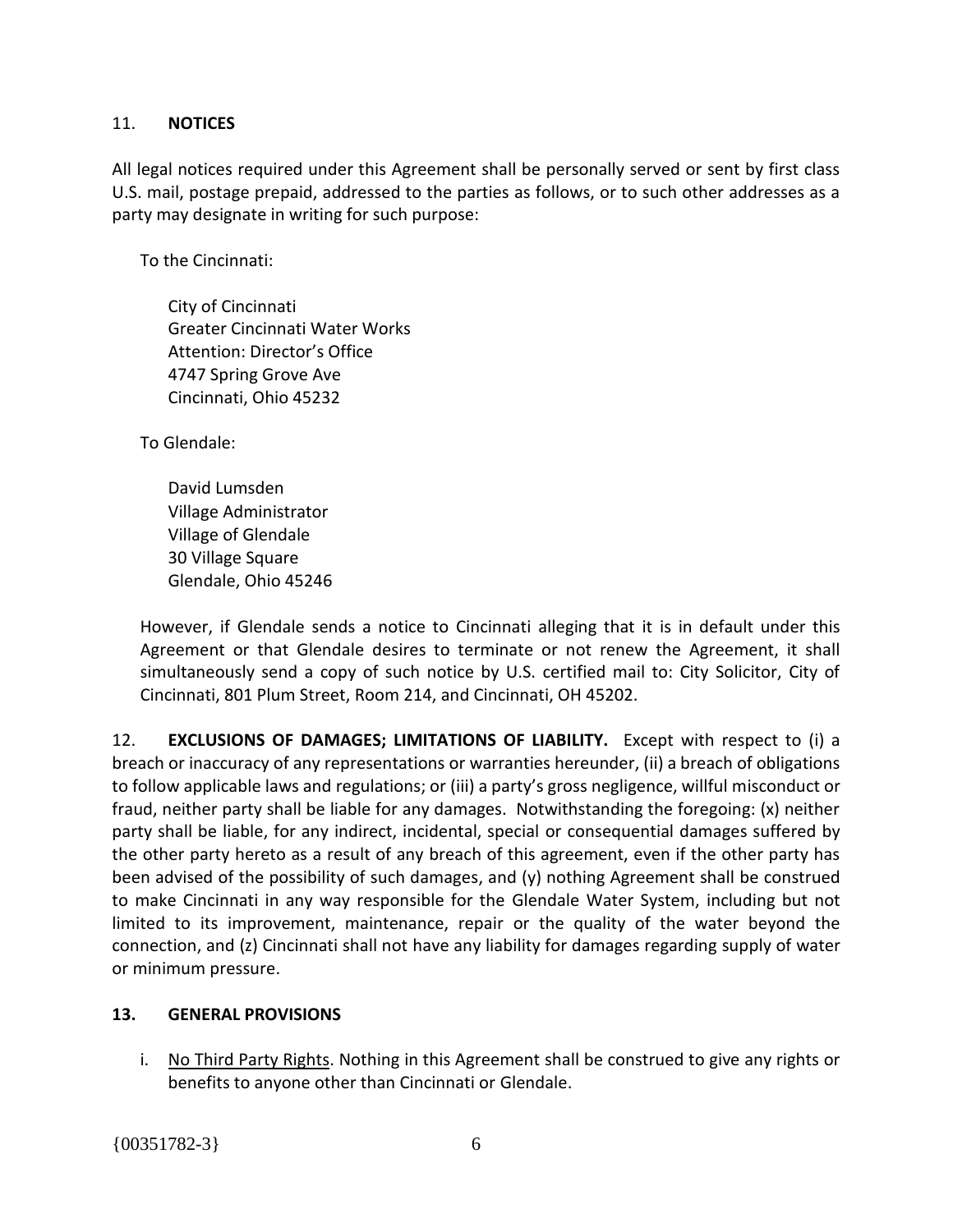## 11. **NOTICES**

All legal notices required under this Agreement shall be personally served or sent by first class U.S. mail, postage prepaid, addressed to the parties as follows, or to such other addresses as a party may designate in writing for such purpose:

To the Cincinnati:

City of Cincinnati
Greater Cincinnati Water Works
Attention: Director's Office
4747 Spring Grove Ave
Cincinnati, Ohio 45232

To Glendale:

David Lumsden
Village Administrator
Village of Glendale
30 Village Square
Glendale, Ohio 45246

However, if Glendale sends a notice to Cincinnati alleging that it is in default under this Agreement or that Glendale desires to terminate or not renew the Agreement, it shall simultaneously send a copy of such notice by U.S. certified mail to: City Solicitor, City of Cincinnati, 801 Plum Street, Room 214, and Cincinnati, OH 45202.

12. **EXCLUSIONS OF DAMAGES; LIMITATIONS OF LIABILITY.** Except with respect to (i) a breach or inaccuracy of any representations or warranties hereunder, (ii) a breach of obligations to follow applicable laws and regulations; or (iii) a party's gross negligence, willful misconduct or fraud, neither party shall be liable for any damages. Notwithstanding the foregoing: (x) neither party shall be liable, for any indirect, incidental, special or consequential damages suffered by the other party hereto as a result of any breach of this agreement, even if the other party has been advised of the possibility of such damages, and (y) nothing Agreement shall be construed to make Cincinnati in any way responsible for the Glendale Water System, including but not limited to its improvement, maintenance, repair or the quality of the water beyond the connection, and (z) Cincinnati shall not have any liability for damages regarding supply of water or minimum pressure.

## 13. **GENERAL PROVISIONS**

i. <u>No Third Party Rights</u>. Nothing in this Agreement shall be construed to give any rights or benefits to anyone other than Cincinnati or Glendale.

{00351782-3}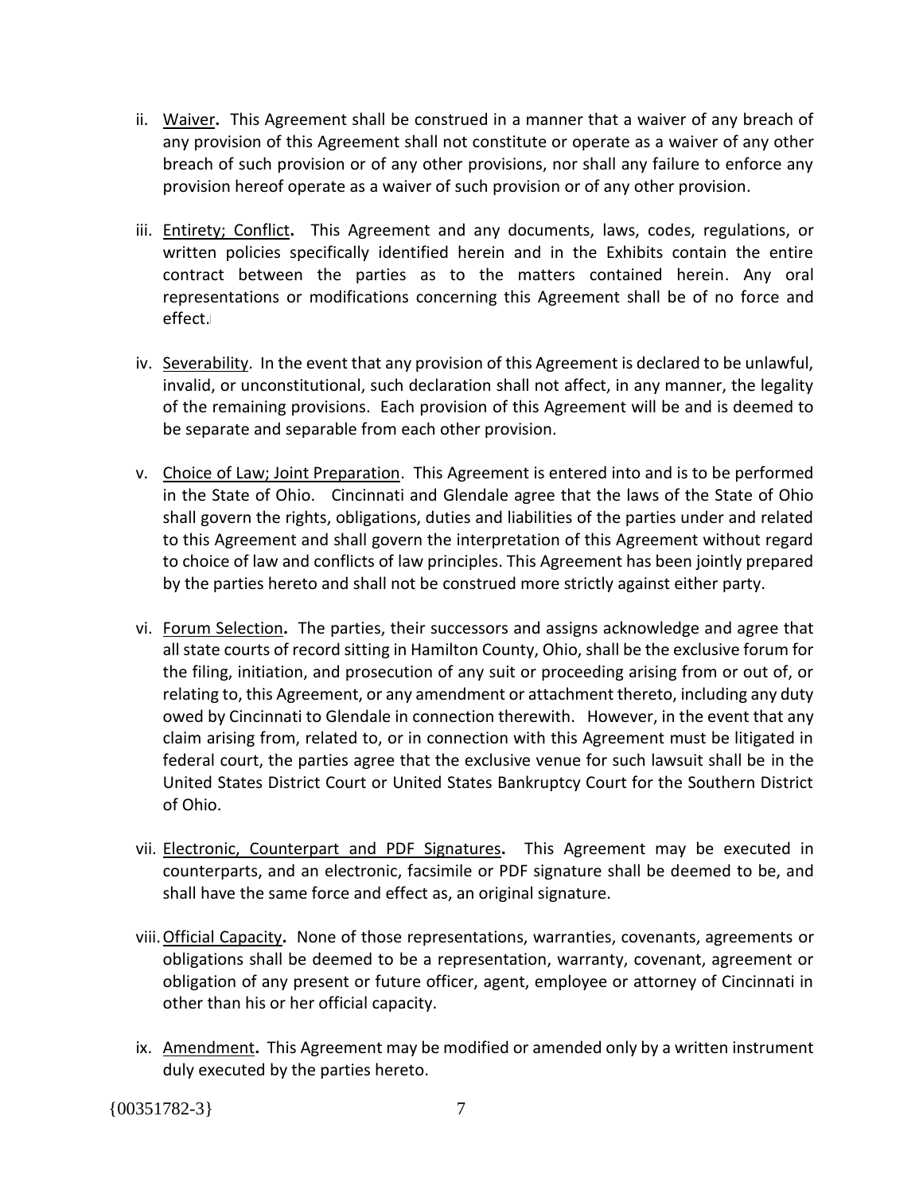ii. Waiver**.** This Agreement shall be construed in a manner that a waiver of any breach of any provision of this Agreement shall not constitute or operate as a waiver of any other breach of such provision or of any other provisions, nor shall any failure to enforce any provision hereof operate as a waiver of such provision or of any other provision.

iii. Entirety; Conflict**.** This Agreement and any documents, laws, codes, regulations, or written policies specifically identified herein and in the Exhibits contain the entire contract between the parties as to the matters contained herein. Any oral representations or modifications concerning this Agreement shall be of no force and effect.

iv. Severability. In the event that any provision of this Agreement is declared to be unlawful, invalid, or unconstitutional, such declaration shall not affect, in any manner, the legality of the remaining provisions. Each provision of this Agreement will be and is deemed to be separate and separable from each other provision.

v. Choice of Law; Joint Preparation. This Agreement is entered into and is to be performed in the State of Ohio. Cincinnati and Glendale agree that the laws of the State of Ohio shall govern the rights, obligations, duties and liabilities of the parties under and related to this Agreement and shall govern the interpretation of this Agreement without regard to choice of law and conflicts of law principles. This Agreement has been jointly prepared by the parties hereto and shall not be construed more strictly against either party.

vi. Forum Selection**.** The parties, their successors and assigns acknowledge and agree that all state courts of record sitting in Hamilton County, Ohio, shall be the exclusive forum for the filing, initiation, and prosecution of any suit or proceeding arising from or out of, or relating to, this Agreement, or any amendment or attachment thereto, including any duty owed by Cincinnati to Glendale in connection therewith. However, in the event that any claim arising from, related to, or in connection with this Agreement must be litigated in federal court, the parties agree that the exclusive venue for such lawsuit shall be in the United States District Court or United States Bankruptcy Court for the Southern District of Ohio.

vii. Electronic, Counterpart and PDF Signatures**.** This Agreement may be executed in counterparts, and an electronic, facsimile or PDF signature shall be deemed to be, and shall have the same force and effect as, an original signature.

viii. Official Capacity**.** None of those representations, warranties, covenants, agreements or obligations shall be deemed to be a representation, warranty, covenant, agreement or obligation of any present or future officer, agent, employee or attorney of Cincinnati in other than his or her official capacity.

ix. Amendment**.** This Agreement may be modified or amended only by a written instrument duly executed by the parties hereto.

{00351782-3}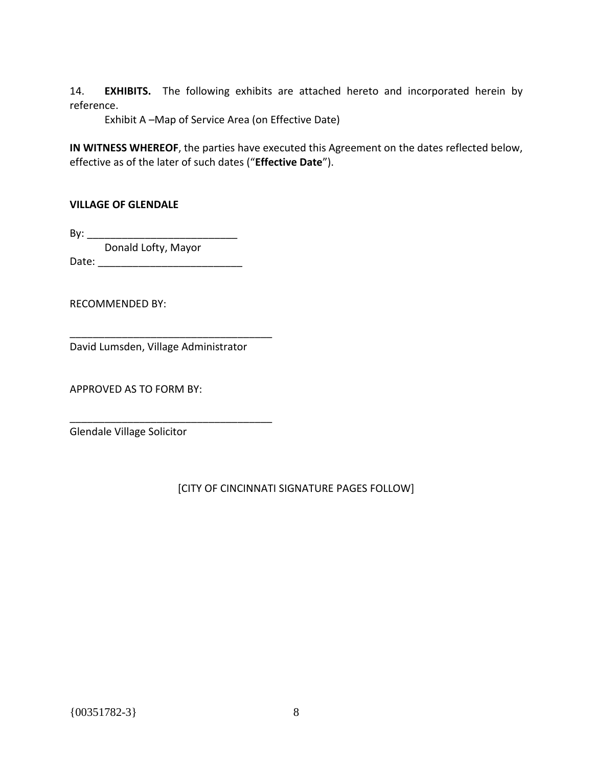14. **EXHIBITS.** The following exhibits are attached hereto and incorporated herein by reference.

Exhibit A –Map of Service Area (on Effective Date)

**IN WITNESS WHEREOF**, the parties have executed this Agreement on the dates reflected below, effective as of the later of such dates ("**Effective Date**").

**VILLAGE OF GLENDALE**

By: ___________________________

Donald Lofty, Mayor

Date: _________________________

RECOMMENDED BY:

____________________________________

David Lumsden, Village Administrator

APPROVED AS TO FORM BY:

____________________________________

Glendale Village Solicitor

[CITY OF CINCINNATI SIGNATURE PAGES FOLLOW]

{00351782-3}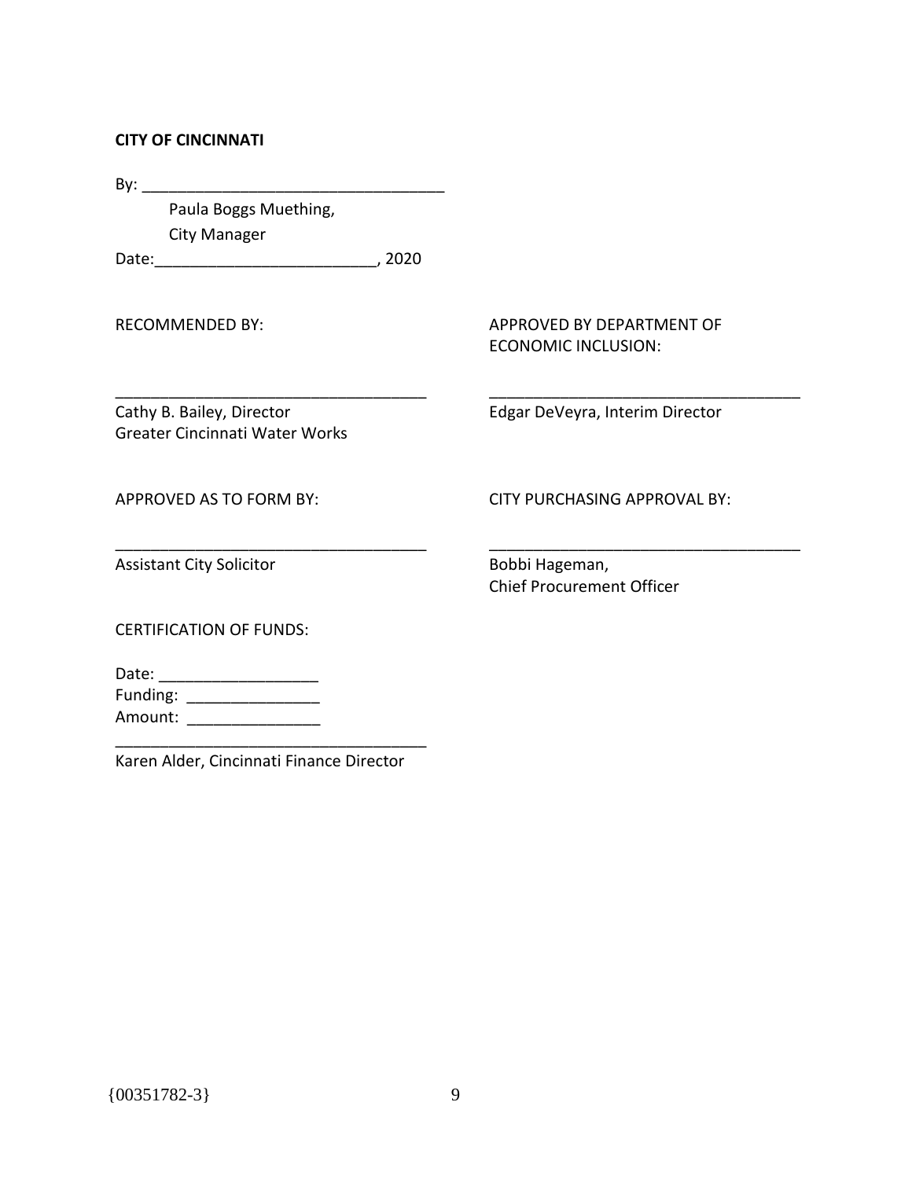**CITY OF CINCINNATI**

By: ___________________________________

Paula Boggs Muething,

City Manager

Date:_________________________, 2020

RECOMMENDED BY:

___________________________________

Cathy B. Bailey, Director
Greater Cincinnati Water Works

APPROVED BY DEPARTMENT OF ECONOMIC INCLUSION:

___________________________________

Edgar DeVeyra, Interim Director

APPROVED AS TO FORM BY:

___________________________________

Assistant City Solicitor

CITY PURCHASING APPROVAL BY:

___________________________________

Bobbi Hageman,
Chief Procurement Officer

CERTIFICATION OF FUNDS:

Date: __________________

Funding: _______________

Amount: _______________

___________________________________

Karen Alder, Cincinnati Finance Director

{00351782-3}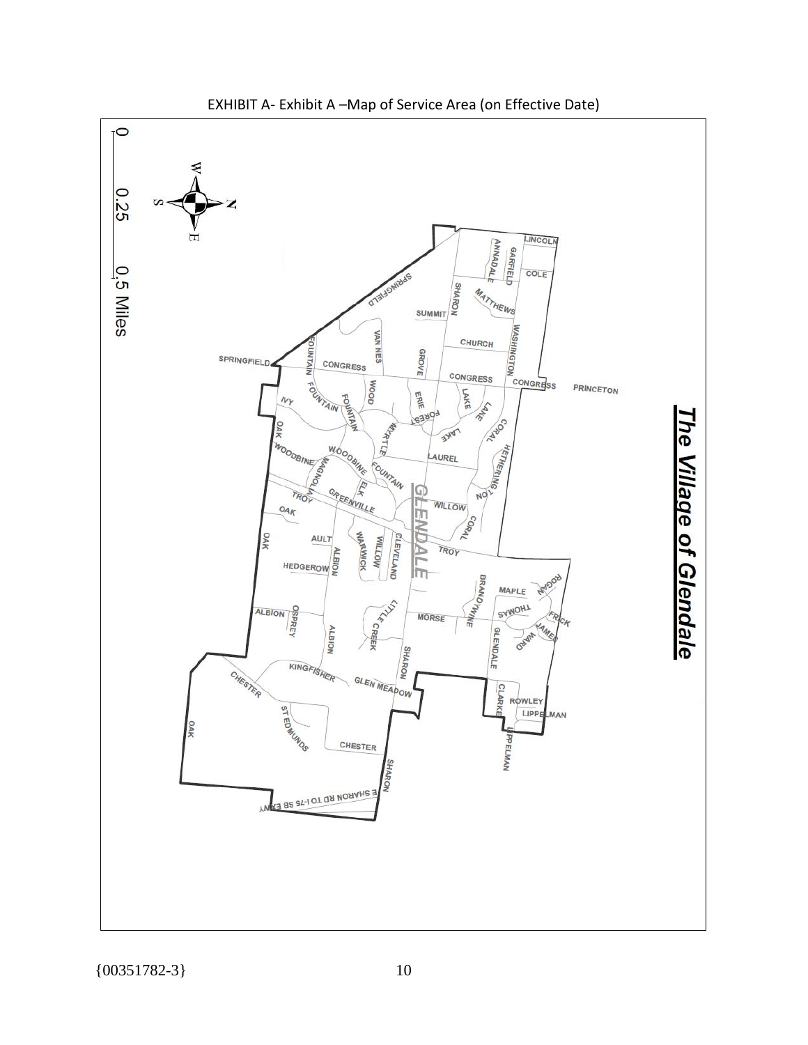EXHIBIT A- Exhibit A –Map of Service Area (on Effective Date)

The Village of Glendale

0

0.25

0.5 Miles

N

S

E

W

LINCOLN

ANNADALE

GARFIELD

COLE

SPRINGFIELD

SHARON

MATTHEWS

SUMMIT

WASHINGTON

CHURCH

VAN NES

GROVE

FOUNTAIN

SPRINGFIELD

CONGRESS

CONGRESS

CONGRESS

PRINCETON

WOOD

ERIE

LAKE

LAKE

IVY

FOUNTAIN

FOUNTAIN

FOREST

CORAL

OAK

MYRTLE

LAKE

HETHERINGTON

WOODBINE

WOODBINE

LAUREL

MAGNOLIA

FOUNTAIN

ELK

TROY

GREENVILLE

GLENDALE

WILLOW

OAK

CORAL

AULT

OAK

WARWICK

WILLOW

CLEVELAND

TROY

ALBION

HEDGEROW

BRANDYWINE

MAPLE

ROGAN

THOMAS

FRICK

ALBION

OSPREY

LITTLE CREEK

MORSE

JAMES

WARD

ALBION

SHARON

GLENDALE

KINGFISHER

GLEN MEADOW

CHESTER

CLARKE

ROWLEY

LIPPELMAN

ST EDMUNDS

OAK

CHESTER

LIPPELMAN

SHARON

E SHARON RD TO I-75 SB EXWY

{00351782-3}